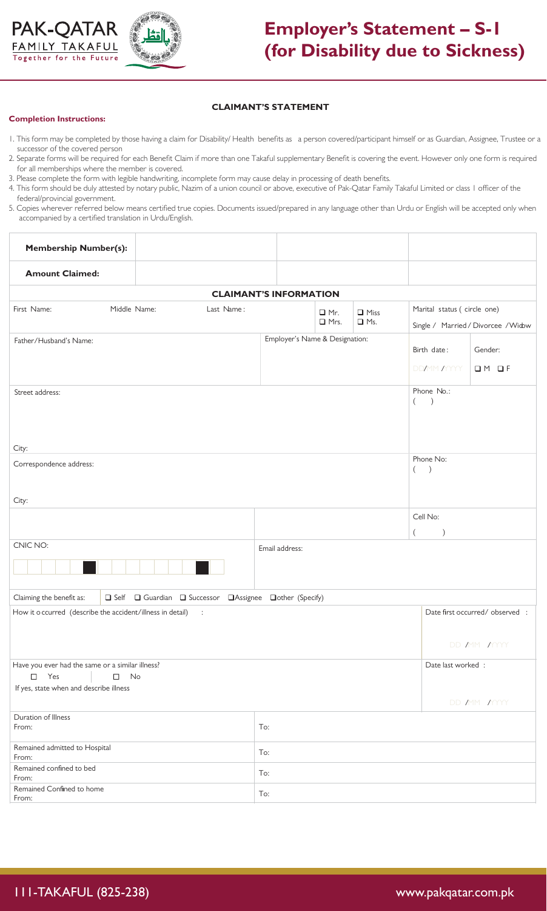# Employer's Statement – S-1 (for Disability due to Sickness)

PAK-QATAR FAMILY TAKAFUL
Together for the Future

## CLAIMANT'S STATEMENT

**Completion Instructions:**

1. This form may be completed by those having a claim for Disability/ Health benefits as a person covered/participant himself or as Guardian, Assignee, Trustee or a successor of the covered person
2. Separate forms will be required for each Benefit Claim if more than one Takaful supplementary Benefit is covering the event. However only one form is required for all memberships where the member is covered.
3. Please complete the form with legible handwriting, incomplete form may cause delay in processing of death benefits.
4. This form should be duly attested by notary public, Nazim of a union council or above, executive of Pak-Qatar Family Takaful Limited or class 1 officer of the federal/provincial government.
5. Copies wherever referred below means certified true copies. Documents issued/prepared in any language other than Urdu or English will be accepted only when accompanied by a certified translation in Urdu/English.

| | | | |
|---|---|---|---|
| **Membership Number(s):** | | | |
| **Amount Claimed:** | | | |

**CLAIMANT'S INFORMATION**

| | | | | |
|---|---|---|---|---|
| First Name: | Middle Name: | Last Name: | ☐ Mr. ☐ Miss ☐ Mrs. ☐ Ms. | Marital status ( circle one) Single / Married / Divorcee / Widow |
| Father/Husband's Name: | | Employer's Name & Designation: | | Birth date: DD/MM/YYYY — Gender: ☐ M ☐ F |
| Street address: City: | | | | Phone No.: ( ) |
| Correspondence address: City: | | | | Phone No: ( ) |
| | | | | Cell No: ( ) |
| CNIC NO: | | Email address: | | |

Claiming the benefit as: ☐ Self ☐ Guardian ☐ Successor ☐ Assignee ☐ other (Specify)

| | |
|---|---|
| How it occurred (describe the accident/illness in detail) : | Date first occurred/ observed : DD/MM/YYYY |
| Have you ever had the same or a similar illness? ☐ Yes ☐ No — If yes, state when and describe illness | Date last worked : DD/MM/YYYY |
| Duration of Illness From: | To: |
| Remained admitted to Hospital From: | To: |
| Remained confined to bed From: | To: |
| Remained Confined to home From: | To: |

111-TAKAFUL (825-238) www.pakqatar.com.pk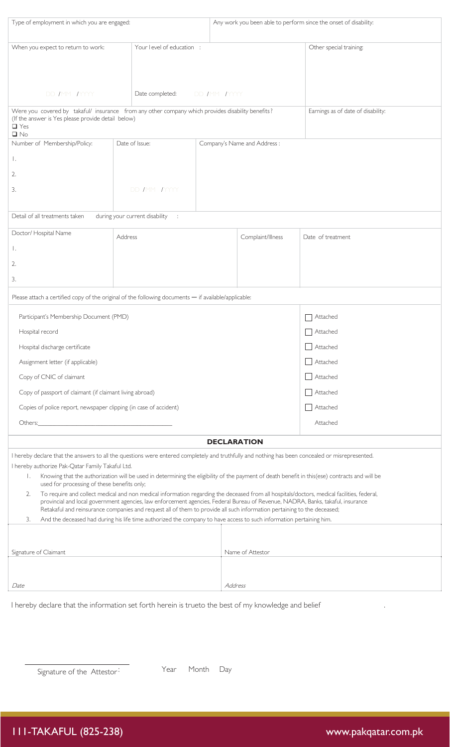| Type of employment in which you are engaged: | | Any work you been able to perform since the onset of disability: | |
|---|---|---|---|
| When you expect to return to work: DD / MM / YYYY | Your level of education : Date completed: DD / MM / YYYY | | Other special training: |

| Were you covered by takaful/ insurance from any other company which provides disability benefits? (If the answer is Yes please provide detail below) ❑ Yes ❑ No | | | Earnings as of date of disability: |
|---|---|---|---|
| Number of Membership/Policy: 1. 2. 3. | Date of Issue: DD / MM / YYYY | Company's Name and Address : | |

Detail of all treatments taken during your current disability :

| Doctor/ Hospital Name | Address | Complaint/Illness | Date of treatment |
|---|---|---|---|
| 1. | | | |
| 2. | | | |
| 3. | | | |

Please attach a certified copy of the original of the following documents — if available/applicable:

| | |
|---|---|
| Participant's Membership Document (PMD) | ☐ Attached |
| Hospital record | ☐ Attached |
| Hospital discharge certificate | ☐ Attached |
| Assignment letter (if applicable) | ☐ Attached |
| Copy of CNIC of claimant | ☐ Attached |
| Copy of passport of claimant (if claimant living abroad) | ☐ Attached |
| Copies of police report, newspaper clipping (in case of accident) | ☐ Attached |
| Others:______________________________ | Attached |

## DECLARATION

I hereby declare that the answers to all the questions were entered completely and truthfully and nothing has been concealed or misrepresented.

I hereby authorize Pak-Qatar Family Takaful Ltd.

1. Knowing that the authorization will be used in determining the eligibility of the payment of death benefit in this(ese) contracts and will be used for processing of these benefits only;
2. To require and collect medical and non medical information regarding the deceased from all hospitals/doctors, medical facilities, federal, provincial and local government agencies, law enforcement agencies, Federal Bureau of Revenue, NADRA, Banks, takaful, insurance Retakaful and reinsurance companies and request all of them to provide all such information pertaining to the deceased;
3. And the deceased had during his life time authorized the company to have access to such information pertaining him.

| | |
|---|---|
| Signature of Claimant | Name of Attestor |
| *Date* | *Address* |

I hereby declare that the information set forth herein is trueto the best of my knowledge and belief .

Signature of the Attestor: Year Month Day

111-TAKAFUL (825-238) www.pakqatar.com.pk